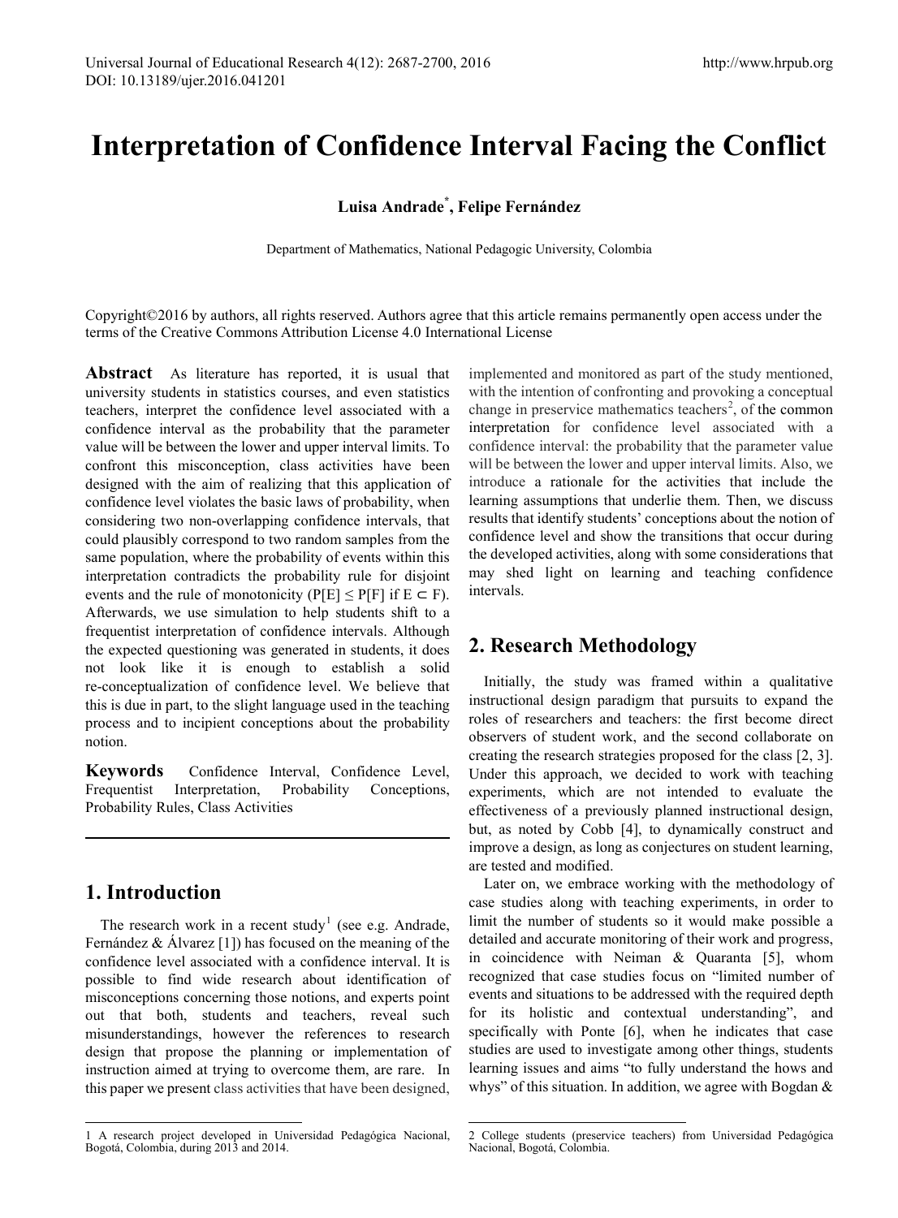# Interpretation of Confidence Interval Facing the Conflict

**Luisa Andrade[*], Felipe Fernández**

Department of Mathematics, National Pedagogic University, Colombia

Copyright©2016 by authors, all rights reserved. Authors agree that this article remains permanently open access under the terms of the Creative Commons Attribution License 4.0 International License

**Abstract** As literature has reported, it is usual that university students in statistics courses, and even statistics teachers, interpret the confidence level associated with a confidence interval as the probability that the parameter value will be between the lower and upper interval limits. To confront this misconception, class activities have been designed with the aim of realizing that this application of confidence level violates the basic laws of probability, when considering two non-overlapping confidence intervals, that could plausibly correspond to two random samples from the same population, where the probability of events within this interpretation contradicts the probability rule for disjoint events and the rule of monotonicity ($P[E] \leq P[F]$ if $E \subset F$). Afterwards, we use simulation to help students shift to a frequentist interpretation of confidence intervals. Although the expected questioning was generated in students, it does not look like it is enough to establish a solid re-conceptualization of confidence level. We believe that this is due in part, to the slight language used in the teaching process and to incipient conceptions about the probability notion.

**Keywords** Confidence Interval, Confidence Level, Frequentist Interpretation, Probability Conceptions, Probability Rules, Class Activities

## 1. Introduction

The research work in a recent study[1] (see e.g. Andrade, Fernández & Álvarez [1]) has focused on the meaning of the confidence level associated with a confidence interval. It is possible to find wide research about identification of misconceptions concerning those notions, and experts point out that both, students and teachers, reveal such misunderstandings, however the references to research design that propose the planning or implementation of instruction aimed at trying to overcome them, are rare. In this paper we present class activities that have been designed, implemented and monitored as part of the study mentioned, with the intention of confronting and provoking a conceptual change in preservice mathematics teachers[2], of the common interpretation for confidence level associated with a confidence interval: the probability that the parameter value will be between the lower and upper interval limits. Also, we introduce a rationale for the activities that include the learning assumptions that underlie them. Then, we discuss results that identify students' conceptions about the notion of confidence level and show the transitions that occur during the developed activities, along with some considerations that may shed light on learning and teaching confidence intervals.

## 2. Research Methodology

Initially, the study was framed within a qualitative instructional design paradigm that pursuits to expand the roles of researchers and teachers: the first become direct observers of student work, and the second collaborate on creating the research strategies proposed for the class [2, 3]. Under this approach, we decided to work with teaching experiments, which are not intended to evaluate the effectiveness of a previously planned instructional design, but, as noted by Cobb [4], to dynamically construct and improve a design, as long as conjectures on student learning, are tested and modified.

Later on, we embrace working with the methodology of case studies along with teaching experiments, in order to limit the number of students so it would make possible a detailed and accurate monitoring of their work and progress, in coincidence with Neiman & Quaranta [5], whom recognized that case studies focus on "limited number of events and situations to be addressed with the required depth for its holistic and contextual understanding", and specifically with Ponte [6], when he indicates that case studies are used to investigate among other things, students learning issues and aims "to fully understand the hows and whys" of this situation. In addition, we agree with Bogdan &

---

1 A research project developed in Universidad Pedagógica Nacional, Bogotá, Colombia, during 2013 and 2014.

2 College students (preservice teachers) from Universidad Pedagógica Nacional, Bogotá, Colombia.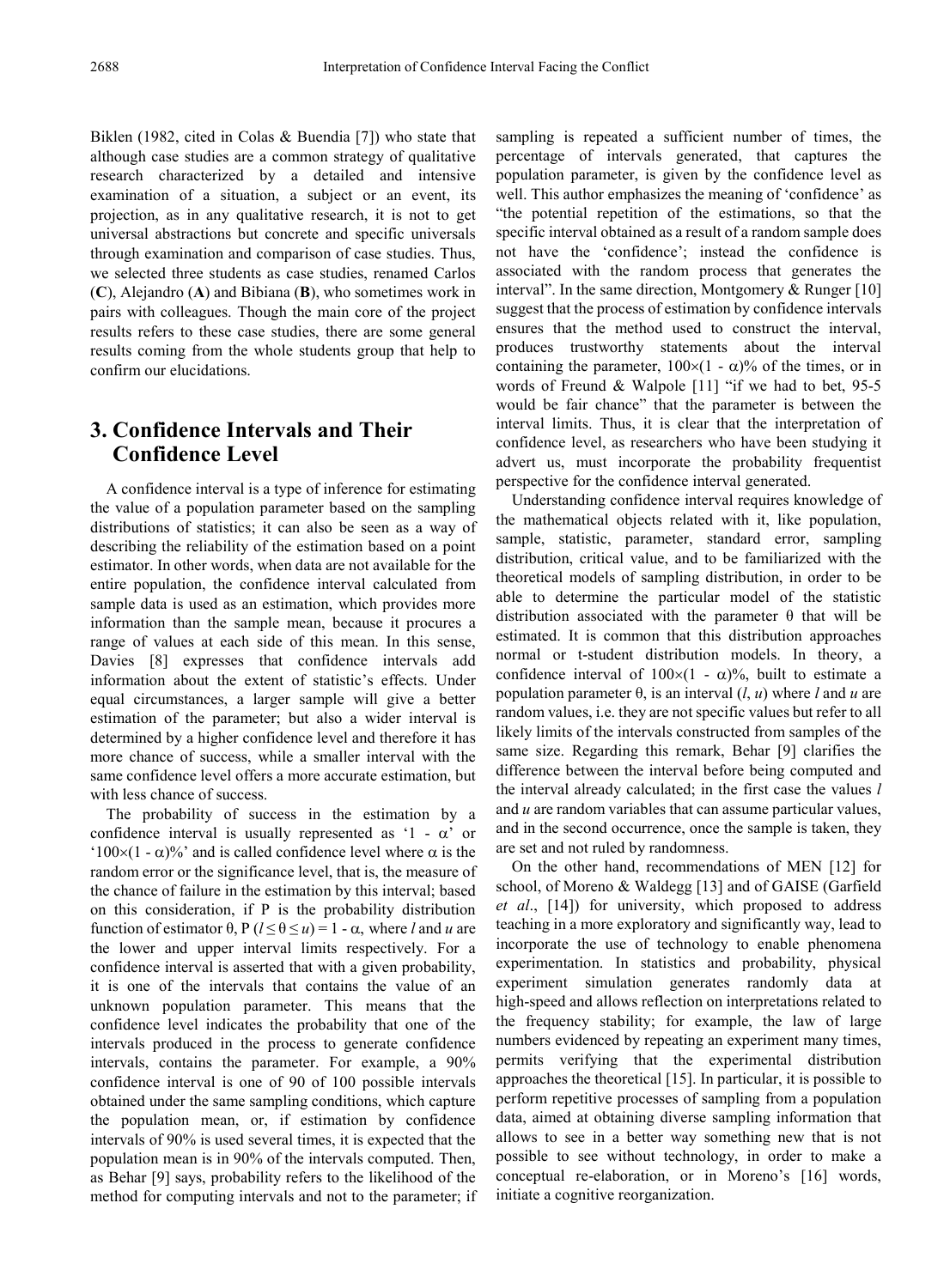Biklen (1982, cited in Colas & Buendia [7]) who state that although case studies are a common strategy of qualitative research characterized by a detailed and intensive examination of a situation, a subject or an event, its projection, as in any qualitative research, it is not to get universal abstractions but concrete and specific universals through examination and comparison of case studies. Thus, we selected three students as case studies, renamed Carlos (**C**), Alejandro (**A**) and Bibiana (**B**), who sometimes work in pairs with colleagues. Though the main core of the project results refers to these case studies, there are some general results coming from the whole students group that help to confirm our elucidations.

## 3. Confidence Intervals and Their Confidence Level

A confidence interval is a type of inference for estimating the value of a population parameter based on the sampling distributions of statistics; it can also be seen as a way of describing the reliability of the estimation based on a point estimator. In other words, when data are not available for the entire population, the confidence interval calculated from sample data is used as an estimation, which provides more information than the sample mean, because it procures a range of values at each side of this mean. In this sense, Davies [8] expresses that confidence intervals add information about the extent of statistic's effects. Under equal circumstances, a larger sample will give a better estimation of the parameter; but also a wider interval is determined by a higher confidence level and therefore it has more chance of success, while a smaller interval with the same confidence level offers a more accurate estimation, but with less chance of success.

The probability of success in the estimation by a confidence interval is usually represented as '$1 - \alpha$' or '$100\times(1 - \alpha)\%$' and is called confidence level where $\alpha$ is the random error or the significance level, that is, the measure of the chance of failure in the estimation by this interval; based on this consideration, if P is the probability distribution function of estimator $\theta$, $P(l \leq \theta \leq u) = 1 - \alpha$, where $l$ and $u$ are the lower and upper interval limits respectively. For a confidence interval is asserted that with a given probability, it is one of the intervals that contains the value of an unknown population parameter. This means that the confidence level indicates the probability that one of the intervals produced in the process to generate confidence intervals, contains the parameter. For example, a 90% confidence interval is one of 90 of 100 possible intervals obtained under the same sampling conditions, which capture the population mean, or, if estimation by confidence intervals of 90% is used several times, it is expected that the population mean is in 90% of the intervals computed. Then, as Behar [9] says, probability refers to the likelihood of the method for computing intervals and not to the parameter; if sampling is repeated a sufficient number of times, the percentage of intervals generated, that captures the population parameter, is given by the confidence level as well. This author emphasizes the meaning of 'confidence' as "the potential repetition of the estimations, so that the specific interval obtained as a result of a random sample does not have the 'confidence'; instead the confidence is associated with the random process that generates the interval". In the same direction, Montgomery & Runger [10] suggest that the process of estimation by confidence intervals ensures that the method used to construct the interval, produces trustworthy statements about the interval containing the parameter, $100\times(1 - \alpha)\%$ of the times, or in words of Freund & Walpole [11] "if we had to bet, 95-5 would be fair chance" that the parameter is between the interval limits. Thus, it is clear that the interpretation of confidence level, as researchers who have been studying it advert us, must incorporate the probability frequentist perspective for the confidence interval generated.

Understanding confidence interval requires knowledge of the mathematical objects related with it, like population, sample, statistic, parameter, standard error, sampling distribution, critical value, and to be familiarized with the theoretical models of sampling distribution, in order to be able to determine the particular model of the statistic distribution associated with the parameter $\theta$ that will be estimated. It is common that this distribution approaches normal or t-student distribution models. In theory, a confidence interval of $100\times(1 - \alpha)\%$, built to estimate a population parameter $\theta$, is an interval $(l, u)$ where $l$ and $u$ are random values, i.e. they are not specific values but refer to all likely limits of the intervals constructed from samples of the same size. Regarding this remark, Behar [9] clarifies the difference between the interval before being computed and the interval already calculated; in the first case the values $l$ and $u$ are random variables that can assume particular values, and in the second occurrence, once the sample is taken, they are set and not ruled by randomness.

On the other hand, recommendations of MEN [12] for school, of Moreno & Waldegg [13] and of GAISE (Garfield *et al*., [14]) for university, which proposed to address teaching in a more exploratory and significantly way, lead to incorporate the use of technology to enable phenomena experimentation. In statistics and probability, physical experiment simulation generates randomly data at high-speed and allows reflection on interpretations related to the frequency stability; for example, the law of large numbers evidenced by repeating an experiment many times, permits verifying that the experimental distribution approaches the theoretical [15]. In particular, it is possible to perform repetitive processes of sampling from a population data, aimed at obtaining diverse sampling information that allows to see in a better way something new that is not possible to see without technology, in order to make a conceptual re-elaboration, or in Moreno's [16] words, initiate a cognitive reorganization.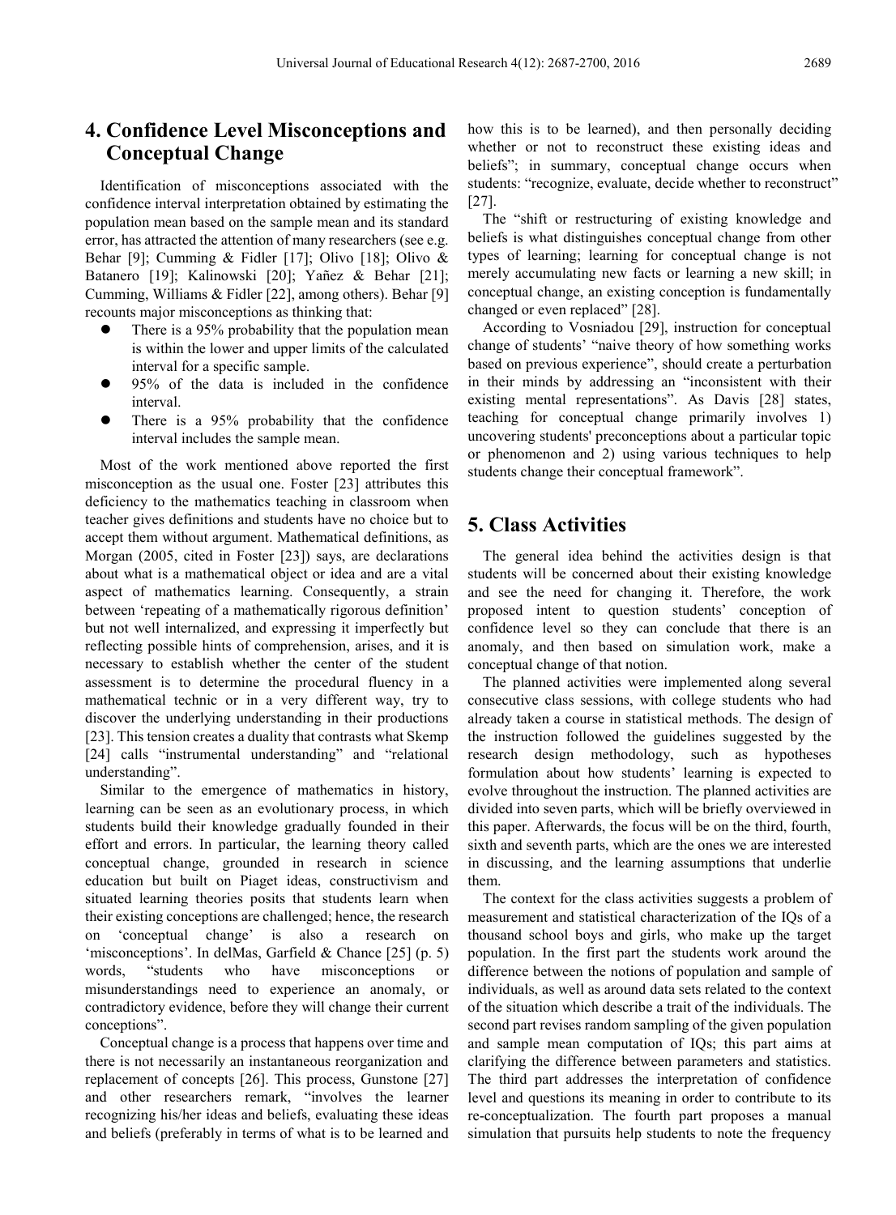## 4. Confidence Level Misconceptions and Conceptual Change

Identification of misconceptions associated with the confidence interval interpretation obtained by estimating the population mean based on the sample mean and its standard error, has attracted the attention of many researchers (see e.g. Behar [9]; Cumming & Fidler [17]; Olivo [18]; Olivo & Batanero [19]; Kalinowski [20]; Yañez & Behar [21]; Cumming, Williams & Fidler [22], among others). Behar [9] recounts major misconceptions as thinking that:

- There is a 95% probability that the population mean is within the lower and upper limits of the calculated interval for a specific sample.
- 95% of the data is included in the confidence interval.
- There is a 95% probability that the confidence interval includes the sample mean.

Most of the work mentioned above reported the first misconception as the usual one. Foster [23] attributes this deficiency to the mathematics teaching in classroom when teacher gives definitions and students have no choice but to accept them without argument. Mathematical definitions, as Morgan (2005, cited in Foster [23]) says, are declarations about what is a mathematical object or idea and are a vital aspect of mathematics learning. Consequently, a strain between 'repeating of a mathematically rigorous definition' but not well internalized, and expressing it imperfectly but reflecting possible hints of comprehension, arises, and it is necessary to establish whether the center of the student assessment is to determine the procedural fluency in a mathematical technic or in a very different way, try to discover the underlying understanding in their productions [23]. This tension creates a duality that contrasts what Skemp [24] calls "instrumental understanding" and "relational understanding".

Similar to the emergence of mathematics in history, learning can be seen as an evolutionary process, in which students build their knowledge gradually founded in their effort and errors. In particular, the learning theory called conceptual change, grounded in research in science education but built on Piaget ideas, constructivism and situated learning theories posits that students learn when their existing conceptions are challenged; hence, the research on 'conceptual change' is also a research on 'misconceptions'. In delMas, Garfield & Chance [25] (p. 5) words, "students who have misconceptions or misunderstandings need to experience an anomaly, or contradictory evidence, before they will change their current conceptions".

Conceptual change is a process that happens over time and there is not necessarily an instantaneous reorganization and replacement of concepts [26]. This process, Gunstone [27] and other researchers remark, "involves the learner recognizing his/her ideas and beliefs, evaluating these ideas and beliefs (preferably in terms of what is to be learned and how this is to be learned), and then personally deciding whether or not to reconstruct these existing ideas and beliefs"; in summary, conceptual change occurs when students: "recognize, evaluate, decide whether to reconstruct" [27].

The "shift or restructuring of existing knowledge and beliefs is what distinguishes conceptual change from other types of learning; learning for conceptual change is not merely accumulating new facts or learning a new skill; in conceptual change, an existing conception is fundamentally changed or even replaced" [28].

According to Vosniadou [29], instruction for conceptual change of students' "naive theory of how something works based on previous experience", should create a perturbation in their minds by addressing an "inconsistent with their existing mental representations". As Davis [28] states, teaching for conceptual change primarily involves 1) uncovering students' preconceptions about a particular topic or phenomenon and 2) using various techniques to help students change their conceptual framework".

## 5. Class Activities

The general idea behind the activities design is that students will be concerned about their existing knowledge and see the need for changing it. Therefore, the work proposed intent to question students' conception of confidence level so they can conclude that there is an anomaly, and then based on simulation work, make a conceptual change of that notion.

The planned activities were implemented along several consecutive class sessions, with college students who had already taken a course in statistical methods. The design of the instruction followed the guidelines suggested by the research design methodology, such as hypotheses formulation about how students' learning is expected to evolve throughout the instruction. The planned activities are divided into seven parts, which will be briefly overviewed in this paper. Afterwards, the focus will be on the third, fourth, sixth and seventh parts, which are the ones we are interested in discussing, and the learning assumptions that underlie them.

The context for the class activities suggests a problem of measurement and statistical characterization of the IQs of a thousand school boys and girls, who make up the target population. In the first part the students work around the difference between the notions of population and sample of individuals, as well as around data sets related to the context of the situation which describe a trait of the individuals. The second part revises random sampling of the given population and sample mean computation of IQs; this part aims at clarifying the difference between parameters and statistics. The third part addresses the interpretation of confidence level and questions its meaning in order to contribute to its re-conceptualization. The fourth part proposes a manual simulation that pursuits help students to note the frequency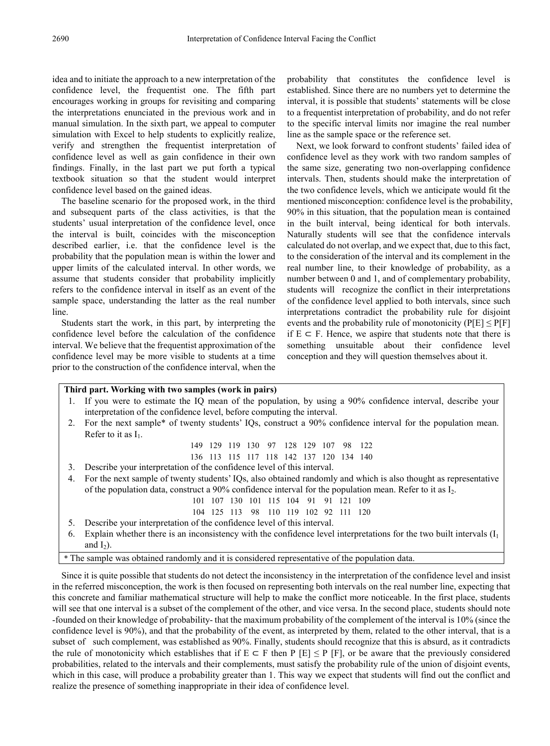idea and to initiate the approach to a new interpretation of the confidence level, the frequentist one. The fifth part encourages working in groups for revisiting and comparing the interpretations enunciated in the previous work and in manual simulation. In the sixth part, we appeal to computer simulation with Excel to help students to explicitly realize, verify and strengthen the frequentist interpretation of confidence level as well as gain confidence in their own findings. Finally, in the last part we put forth a typical textbook situation so that the student would interpret confidence level based on the gained ideas.

The baseline scenario for the proposed work, in the third and subsequent parts of the class activities, is that the students' usual interpretation of the confidence level, once the interval is built, coincides with the misconception described earlier, i.e. that the confidence level is the probability that the population mean is within the lower and upper limits of the calculated interval. In other words, we assume that students consider that probability implicitly refers to the confidence interval in itself as an event of the sample space, understanding the latter as the real number line.

Students start the work, in this part, by interpreting the confidence level before the calculation of the confidence interval. We believe that the frequentist approximation of the confidence level may be more visible to students at a time prior to the construction of the confidence interval, when the probability that constitutes the confidence level is established. Since there are no numbers yet to determine the interval, it is possible that students' statements will be close to a frequentist interpretation of probability, and do not refer to the specific interval limits nor imagine the real number line as the sample space or the reference set.

Next, we look forward to confront students' failed idea of confidence level as they work with two random samples of the same size, generating two non-overlapping confidence intervals. Then, students should make the interpretation of the two confidence levels, which we anticipate would fit the mentioned misconception: confidence level is the probability, 90% in this situation, that the population mean is contained in the built interval, being identical for both intervals. Naturally students will see that the confidence intervals calculated do not overlap, and we expect that, due to this fact, to the consideration of the interval and its complement in the real number line, to their knowledge of probability, as a number between 0 and 1, and of complementary probability, students will recognize the conflict in their interpretations of the confidence level applied to both intervals, since such interpretations contradict the probability rule for disjoint events and the probability rule of monotonicity ($P[E] \leq P[F]$ if $E \subset F$. Hence, we aspire that students note that there is something unsuitable about their confidence level conception and they will question themselves about it.

**Third part. Working with two samples (work in pairs)**

1. If you were to estimate the IQ mean of the population, by using a 90% confidence interval, describe your interpretation of the confidence level, before computing the interval.
2. For the next sample* of twenty students' IQs, construct a 90% confidence interval for the population mean. Refer to it as $I_1$.

   149 129 119 130 97 128 129 107 98 122
   136 113 115 117 118 142 137 120 134 140

3. Describe your interpretation of the confidence level of this interval.
4. For the next sample of twenty students' IQs, also obtained randomly and which is also thought as representative of the population data, construct a 90% confidence interval for the population mean. Refer to it as $I_2$.

   101 107 130 101 115 104 91 91 121 109
   104 125 113 98 110 119 102 92 111 120

5. Describe your interpretation of the confidence level of this interval.
6. Explain whether there is an inconsistency with the confidence level interpretations for the two built intervals ($I_1$ and $I_2$).

\* The sample was obtained randomly and it is considered representative of the population data.

Since it is quite possible that students do not detect the inconsistency in the interpretation of the confidence level and insist in the referred misconception, the work is then focused on representing both intervals on the real number line, expecting that this concrete and familiar mathematical structure will help to make the conflict more noticeable. In the first place, students will see that one interval is a subset of the complement of the other, and vice versa. In the second place, students should note -founded on their knowledge of probability- that the maximum probability of the complement of the interval is 10% (since the confidence level is 90%), and that the probability of the event, as interpreted by them, related to the other interval, that is a subset of such complement, was established as 90%. Finally, students should recognize that this is absurd, as it contradicts the rule of monotonicity which establishes that if $E \subset F$ then $P[E] \leq P[F]$, or be aware that the previously considered probabilities, related to the intervals and their complements, must satisfy the probability rule of the union of disjoint events, which in this case, will produce a probability greater than 1. This way we expect that students will find out the conflict and realize the presence of something inappropriate in their idea of confidence level.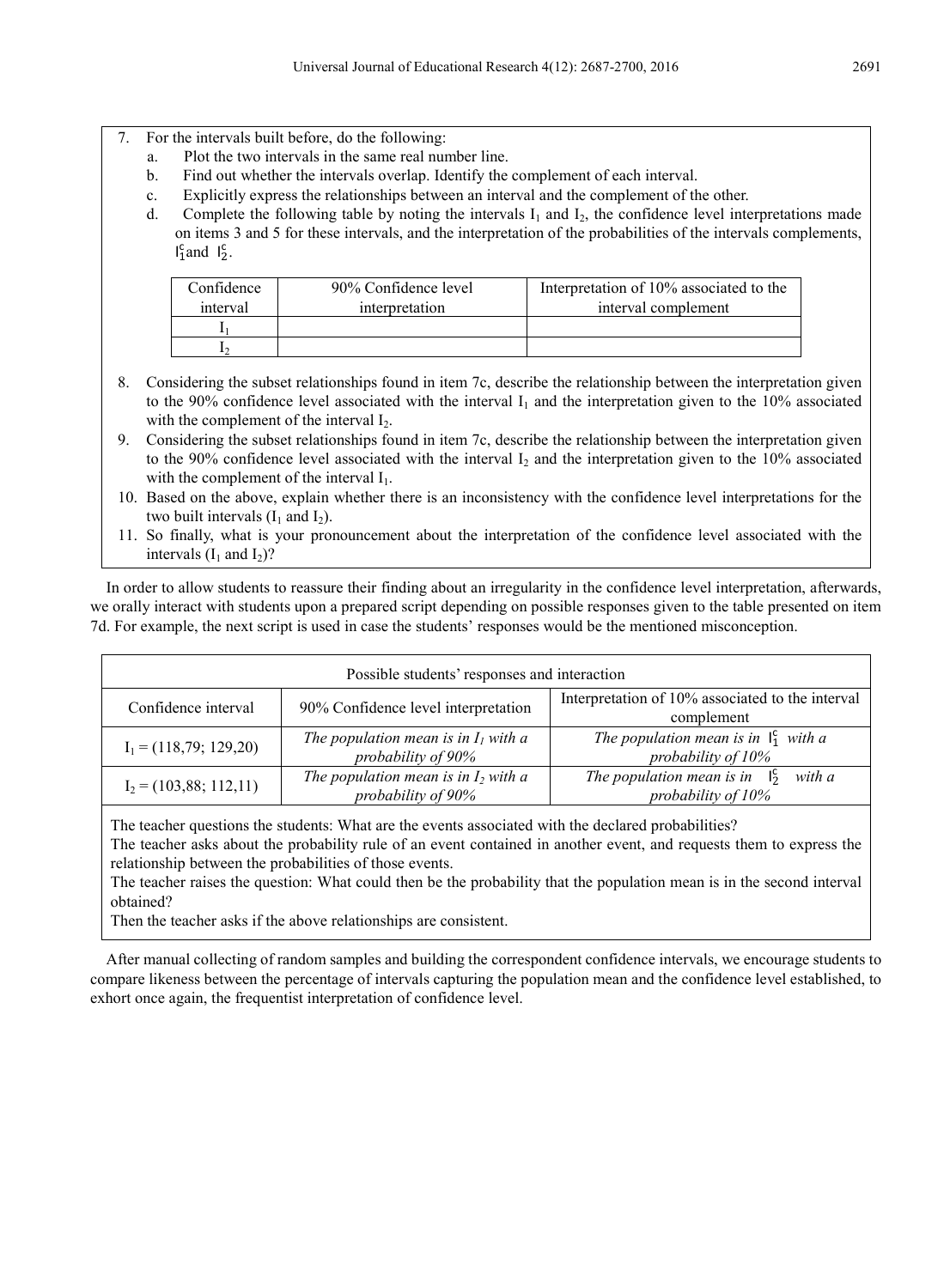7. For the intervals built before, do the following:
   a. Plot the two intervals in the same real number line.
   b. Find out whether the intervals overlap. Identify the complement of each interval.
   c. Explicitly express the relationships between an interval and the complement of the other.
   d. Complete the following table by noting the intervals $I_1$ and $I_2$, the confidence level interpretations made on items 3 and 5 for these intervals, and the interpretation of the probabilities of the intervals complements, $I_1^c$ and $I_2^c$.

| Confidence interval | 90% Confidence level interpretation | Interpretation of 10% associated to the interval complement |
|---|---|---|
| $I_1$ | | |
| $I_2$ | | |

8. Considering the subset relationships found in item 7c, describe the relationship between the interpretation given to the 90% confidence level associated with the interval $I_1$ and the interpretation given to the 10% associated with the complement of the interval $I_2$.
9. Considering the subset relationships found in item 7c, describe the relationship between the interpretation given to the 90% confidence level associated with the interval $I_2$ and the interpretation given to the 10% associated with the complement of the interval $I_1$.
10. Based on the above, explain whether there is an inconsistency with the confidence level interpretations for the two built intervals ($I_1$ and $I_2$).
11. So finally, what is your pronouncement about the interpretation of the confidence level associated with the intervals ($I_1$ and $I_2$)?

In order to allow students to reassure their finding about an irregularity in the confidence level interpretation, afterwards, we orally interact with students upon a prepared script depending on possible responses given to the table presented on item 7d. For example, the next script is used in case the students' responses would be the mentioned misconception.

| Possible students' responses and interaction | | |
|---|---|---|
| Confidence interval | 90% Confidence level interpretation | Interpretation of 10% associated to the interval complement |
| $I_1 = (118{,}79; 129{,}20)$ | *The population mean is in $I_1$ with a probability of 90%* | *The population mean is in $I_1^c$ with a probability of 10%* |
| $I_2 = (103{,}88; 112{,}11)$ | *The population mean is in $I_2$ with a probability of 90%* | *The population mean is in $I_2^c$ with a probability of 10%* |

The teacher questions the students: What are the events associated with the declared probabilities?
The teacher asks about the probability rule of an event contained in another event, and requests them to express the relationship between the probabilities of those events.
The teacher raises the question: What could then be the probability that the population mean is in the second interval obtained?
Then the teacher asks if the above relationships are consistent.

After manual collecting of random samples and building the correspondent confidence intervals, we encourage students to compare likeness between the percentage of intervals capturing the population mean and the confidence level established, to exhort once again, the frequentist interpretation of confidence level.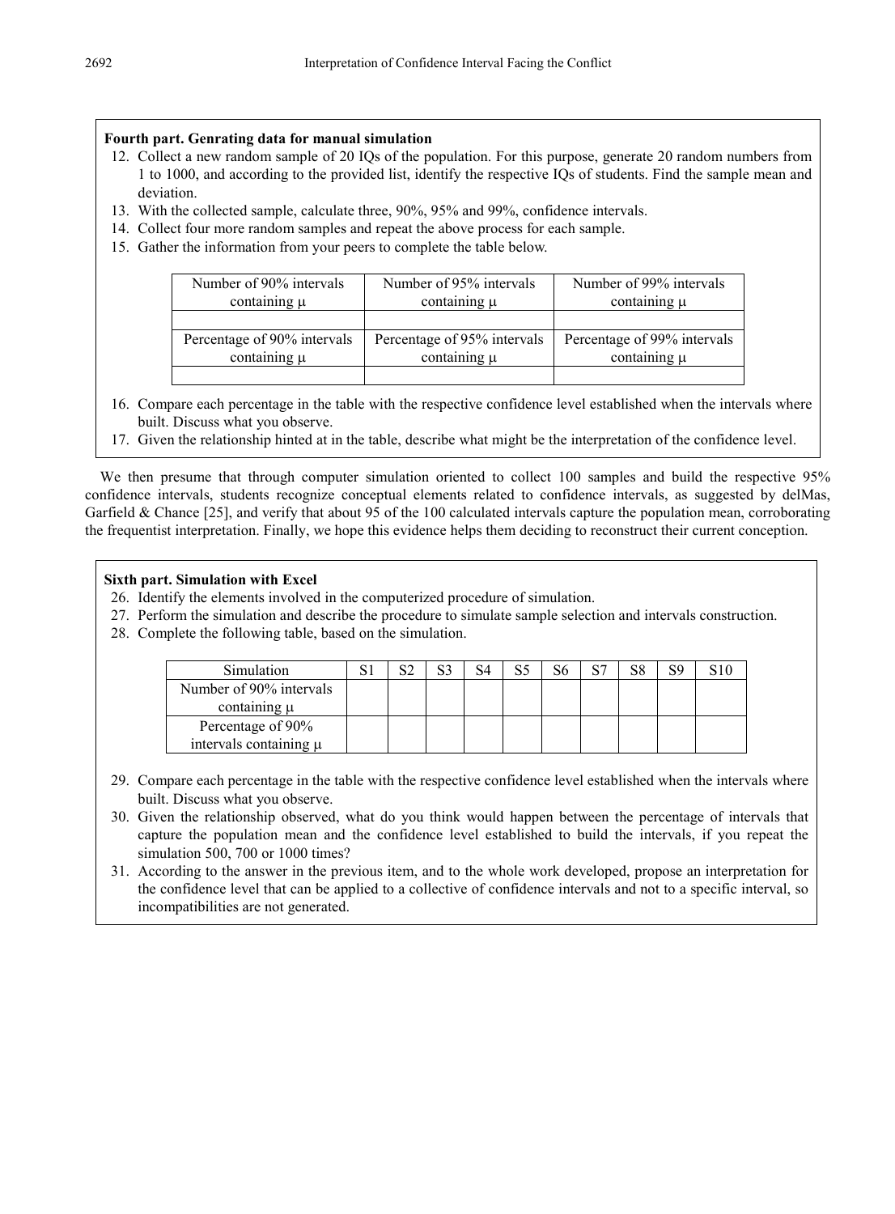**Fourth part. Genrating data for manual simulation**

12. Collect a new random sample of 20 IQs of the population. For this purpose, generate 20 random numbers from 1 to 1000, and according to the provided list, identify the respective IQs of students. Find the sample mean and deviation.
13. With the collected sample, calculate three, 90%, 95% and 99%, confidence intervals.
14. Collect four more random samples and repeat the above process for each sample.
15. Gather the information from your peers to complete the table below.

| Number of 90% intervals containing μ | Number of 95% intervals containing μ | Number of 99% intervals containing μ |
|---|---|---|
| | | |
| Percentage of 90% intervals containing μ | Percentage of 95% intervals containing μ | Percentage of 99% intervals containing μ |
| | | |

16. Compare each percentage in the table with the respective confidence level established when the intervals where built. Discuss what you observe.
17. Given the relationship hinted at in the table, describe what might be the interpretation of the confidence level.

We then presume that through computer simulation oriented to collect 100 samples and build the respective 95% confidence intervals, students recognize conceptual elements related to confidence intervals, as suggested by delMas, Garfield & Chance [25], and verify that about 95 of the 100 calculated intervals capture the population mean, corroborating the frequentist interpretation. Finally, we hope this evidence helps them deciding to reconstruct their current conception.

**Sixth part. Simulation with Excel**

26. Identify the elements involved in the computerized procedure of simulation.
27. Perform the simulation and describe the procedure to simulate sample selection and intervals construction.
28. Complete the following table, based on the simulation.

| Simulation | S1 | S2 | S3 | S4 | S5 | S6 | S7 | S8 | S9 | S10 |
|---|---|---|---|---|---|---|---|---|---|---|
| Number of 90% intervals containing μ | | | | | | | | | | |
| Percentage of 90% intervals containing μ | | | | | | | | | | |

29. Compare each percentage in the table with the respective confidence level established when the intervals where built. Discuss what you observe.
30. Given the relationship observed, what do you think would happen between the percentage of intervals that capture the population mean and the confidence level established to build the intervals, if you repeat the simulation 500, 700 or 1000 times?
31. According to the answer in the previous item, and to the whole work developed, propose an interpretation for the confidence level that can be applied to a collective of confidence intervals and not to a specific interval, so incompatibilities are not generated.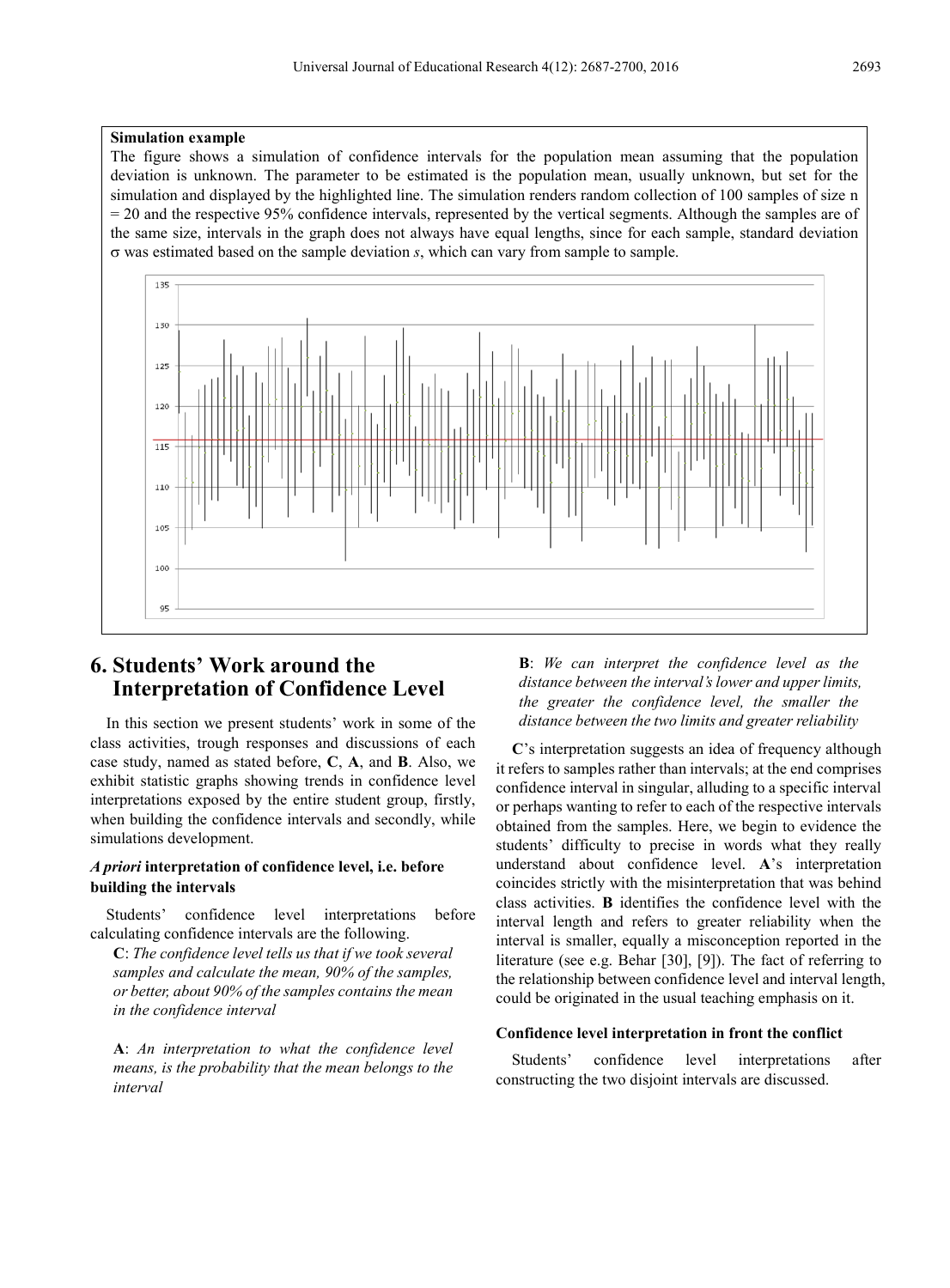**Simulation example**

The figure shows a simulation of confidence intervals for the population mean assuming that the population deviation is unknown. The parameter to be estimated is the population mean, usually unknown, but set for the simulation and displayed by the highlighted line. The simulation renders random collection of 100 samples of size n = 20 and the respective 95% confidence intervals, represented by the vertical segments. Although the samples are of the same size, intervals in the graph does not always have equal lengths, since for each sample, standard deviation σ was estimated based on the sample deviation *s*, which can vary from sample to sample.

## 6. Students' Work around the Interpretation of Confidence Level

In this section we present students' work in some of the class activities, trough responses and discussions of each case study, named as stated before, **C**, **A**, and **B**. Also, we exhibit statistic graphs showing trends in confidence level interpretations exposed by the entire student group, firstly, when building the confidence intervals and secondly, while simulations development.

### *A priori* interpretation of confidence level, i.e. before building the intervals

Students' confidence level interpretations before calculating confidence intervals are the following.

**C**: *The confidence level tells us that if we took several samples and calculate the mean, 90% of the samples, or better, about 90% of the samples contains the mean in the confidence interval*

**A**: *An interpretation to what the confidence level means, is the probability that the mean belongs to the interval*

**B**: *We can interpret the confidence level as the distance between the interval's lower and upper limits, the greater the confidence level, the smaller the distance between the two limits and greater reliability*

**C**'s interpretation suggests an idea of frequency although it refers to samples rather than intervals; at the end comprises confidence interval in singular, alluding to a specific interval or perhaps wanting to refer to each of the respective intervals obtained from the samples. Here, we begin to evidence the students' difficulty to precise in words what they really understand about confidence level. **A**'s interpretation coincides strictly with the misinterpretation that was behind class activities. **B** identifies the confidence level with the interval length and refers to greater reliability when the interval is smaller, equally a misconception reported in the literature (see e.g. Behar [30], [9]). The fact of referring to the relationship between confidence level and interval length, could be originated in the usual teaching emphasis on it.

### Confidence level interpretation in front the conflict

Students' confidence level interpretations after constructing the two disjoint intervals are discussed.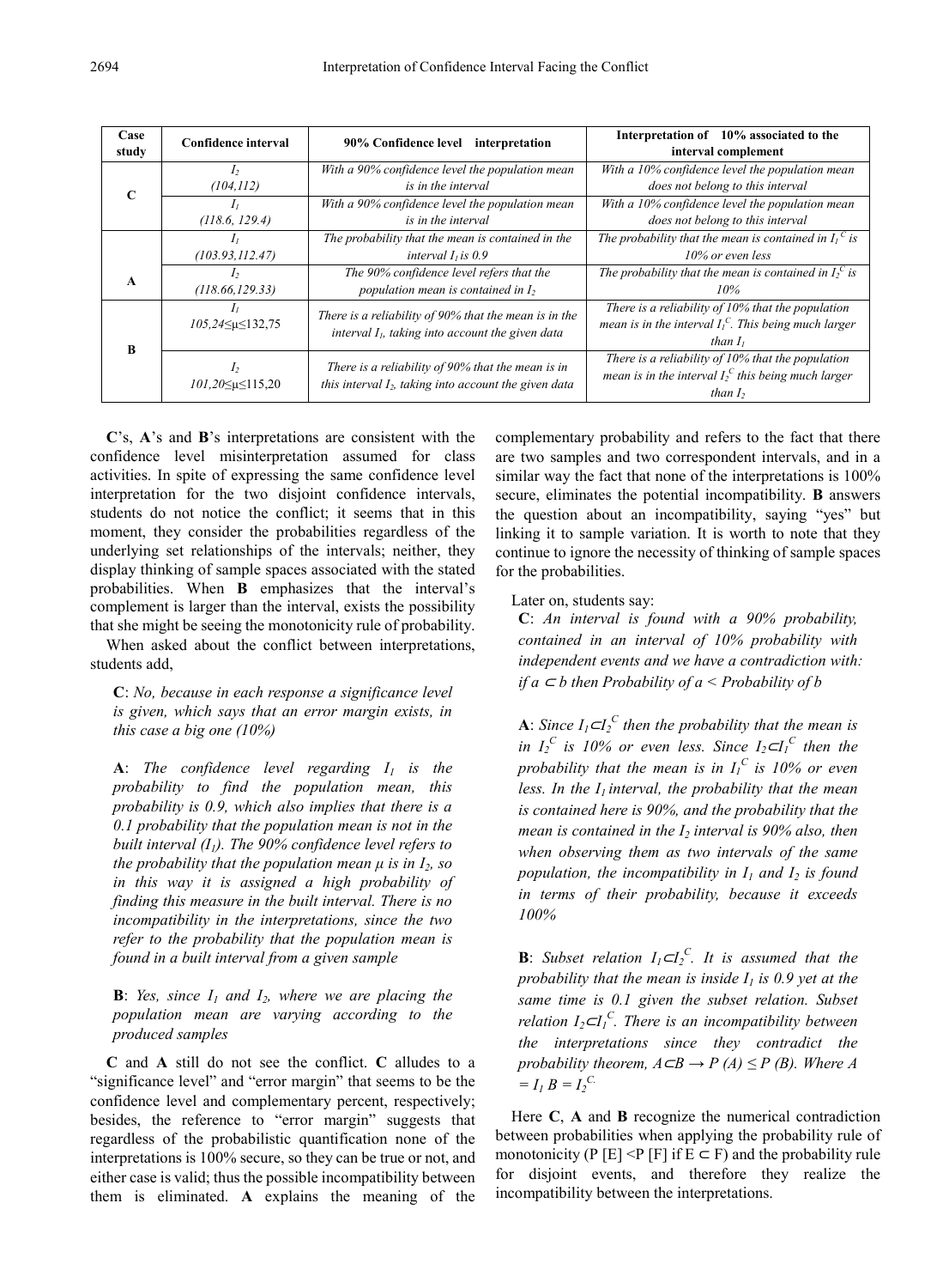| Case study | Confidence interval | 90% Confidence level interpretation | Interpretation of 10% associated to the interval complement |
|---|---|---|---|
| **C** | $I_2$ (104,112) | *With a 90% confidence level the population mean is in the interval* | *With a 10% confidence level the population mean does not belong to this interval* |
| | $I_1$ (118.6, 129.4) | *With a 90% confidence level the population mean is in the interval* | *With a 10% confidence level the population mean does not belong to this interval* |
| **A** | $I_1$ (103.93,112.47) | *The probability that the mean is contained in the interval $I_1$ is 0.9* | *The probability that the mean is contained in $I_1^C$ is 10% or even less* |
| | $I_2$ (118.66,129.33) | *The 90% confidence level refers that the population mean is contained in $I_2$* | *The probability that the mean is contained in $I_2^C$ is 10%* |
| **B** | $I_1$ $105,24 \leq \mu \leq 132,75$ | *There is a reliability of 90% that the mean is in the interval $I_1$, taking into account the given data* | *There is a reliability of 10% that the population mean is in the interval $I_1^C$. This being much larger than $I_1$* |
| | $I_2$ $101,20 \leq \mu \leq 115,20$ | *There is a reliability of 90% that the mean is in this interval $I_2$, taking into account the given data* | *There is a reliability of 10% that the population mean is in the interval $I_2^C$ this being much larger than $I_2$* |

**C**'s, **A**'s and **B**'s interpretations are consistent with the confidence level misinterpretation assumed for class activities. In spite of expressing the same confidence level interpretation for the two disjoint confidence intervals, students do not notice the conflict; it seems that in this moment, they consider the probabilities regardless of the underlying set relationships of the intervals; neither, they display thinking of sample spaces associated with the stated probabilities. When **B** emphasizes that the interval's complement is larger than the interval, exists the possibility that she might be seeing the monotonicity rule of probability.

When asked about the conflict between interpretations, students add,

> **C**: *No, because in each response a significance level is given, which says that an error margin exists, in this case a big one (10%)*
>
> **A**: *The confidence level regarding $I_1$ is the probability to find the population mean, this probability is 0.9, which also implies that there is a 0.1 probability that the population mean is not in the built interval ($I_1$). The 90% confidence level refers to the probability that the population mean $\mu$ is in $I_2$, so in this way it is assigned a high probability of finding this measure in the built interval. There is no incompatibility in the interpretations, since the two refer to the probability that the population mean is found in a built interval from a given sample*
>
> **B**: *Yes, since $I_1$ and $I_2$, where we are placing the population mean are varying according to the produced samples*

**C** and **A** still do not see the conflict. **C** alludes to a "significance level" and "error margin" that seems to be the confidence level and complementary percent, respectively; besides, the reference to "error margin" suggests that regardless of the probabilistic quantification none of the interpretations is 100% secure, so they can be true or not, and either case is valid; thus the possible incompatibility between them is eliminated. **A** explains the meaning of the complementary probability and refers to the fact that there are two samples and two correspondent intervals, and in a similar way the fact that none of the interpretations is 100% secure, eliminates the potential incompatibility. **B** answers the question about an incompatibility, saying "yes" but linking it to sample variation. It is worth to note that they continue to ignore the necessity of thinking of sample spaces for the probabilities.

Later on, students say:

> **C**: *An interval is found with a 90% probability, contained in an interval of 10% probability with independent events and we have a contradiction with: if $a \subset b$ then Probability of a < Probability of b*
>
> **A**: *Since $I_1 \subset I_2^C$ then the probability that the mean is in $I_2^C$ is 10% or even less. Since $I_2 \subset I_1^C$ then the probability that the mean is in $I_1^C$ is 10% or even less. In the $I_1$ interval, the probability that the mean is contained here is 90%, and the probability that the mean is contained in the $I_2$ interval is 90% also, then when observing them as two intervals of the same population, the incompatibility in $I_1$ and $I_2$ is found in terms of their probability, because it exceeds 100%*
>
> **B**: *Subset relation $I_1 \subset I_2^C$. It is assumed that the probability that the mean is inside $I_1$ is 0.9 yet at the same time is 0.1 given the subset relation. Subset relation $I_2 \subset I_1^C$. There is an incompatibility between the interpretations since they contradict the probability theorem, $A \subset B \rightarrow P(A) \leq P(B)$. Where $A = I_1$ $B = I_2^C$.*

Here **C**, **A** and **B** recognize the numerical contradiction between probabilities when applying the probability rule of monotonicity ($P[E] < P[F]$ if $E \subset F$) and the probability rule for disjoint events, and therefore they realize the incompatibility between the interpretations.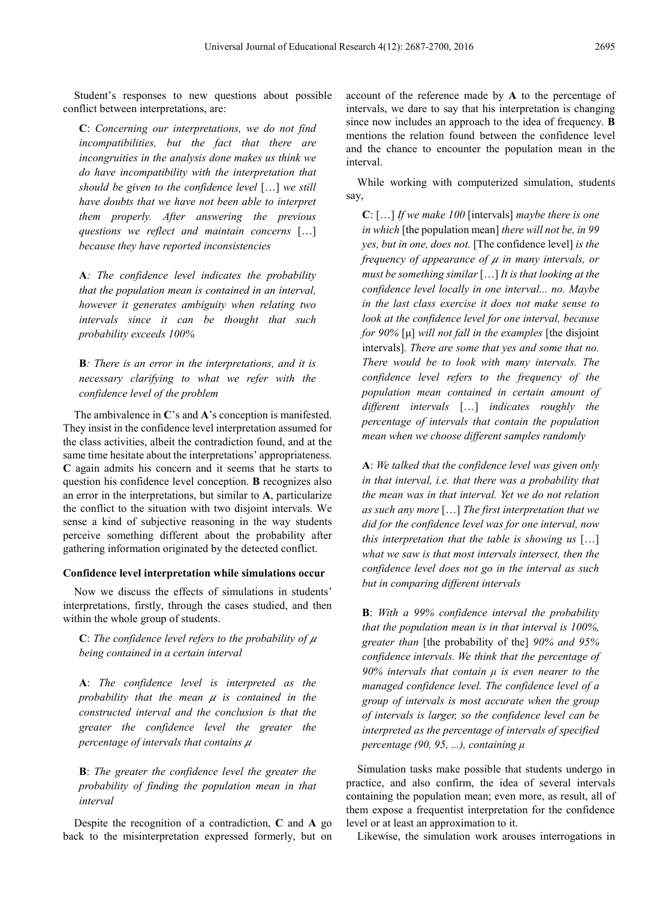Student's responses to new questions about possible conflict between interpretations, are:

> **C**: *Concerning our interpretations, we do not find incompatibilities, but the fact that there are incongruities in the analysis done makes us think we do have incompatibility with the interpretation that should be given to the confidence level* […] *we still have doubts that we have not been able to interpret them properly. After answering the previous questions we reflect and maintain concerns* […] *because they have reported inconsistencies*

> **A**: *The confidence level indicates the probability that the population mean is contained in an interval, however it generates ambiguity when relating two intervals since it can be thought that such probability exceeds 100%*

> **B**: *There is an error in the interpretations, and it is necessary clarifying to what we refer with the confidence level of the problem*

The ambivalence in **C**'s and **A**'s conception is manifested. They insist in the confidence level interpretation assumed for the class activities, albeit the contradiction found, and at the same time hesitate about the interpretations' appropriateness. **C** again admits his concern and it seems that he starts to question his confidence level conception. **B** recognizes also an error in the interpretations, but similar to **A**, particularize the conflict to the situation with two disjoint intervals. We sense a kind of subjective reasoning in the way students perceive something different about the probability after gathering information originated by the detected conflict.

#### Confidence level interpretation while simulations occur

Now we discuss the effects of simulations in students' interpretations, firstly, through the cases studied, and then within the whole group of students.

> **C**: *The confidence level refers to the probability of $\mu$ being contained in a certain interval*

> **A**: *The confidence level is interpreted as the probability that the mean $\mu$ is contained in the constructed interval and the conclusion is that the greater the confidence level the greater the percentage of intervals that contains $\mu$*

> **B**: *The greater the confidence level the greater the probability of finding the population mean in that interval*

Despite the recognition of a contradiction, **C** and **A** go back to the misinterpretation expressed formerly, but on account of the reference made by **A** to the percentage of intervals, we dare to say that his interpretation is changing since now includes an approach to the idea of frequency. **B** mentions the relation found between the confidence level and the chance to encounter the population mean in the interval.

While working with computerized simulation, students say,

> **C**: […] *If we make 100* [intervals] *maybe there is one in which* [the population mean] *there will not be, in 99 yes, but in one, does not.* [The confidence level] *is the frequency of appearance of $\mu$ in many intervals, or must be something similar* […] *It is that looking at the confidence level locally in one interval... no. Maybe in the last class exercise it does not make sense to look at the confidence level for one interval, because for 90%* [μ] *will not fall in the examples* [the disjoint intervals]*. There are some that yes and some that no. There would be to look with many intervals. The confidence level refers to the frequency of the population mean contained in certain amount of different intervals* […] *indicates roughly the percentage of intervals that contain the population mean when we choose different samples randomly*

> **A**: *We talked that the confidence level was given only in that interval, i.e. that there was a probability that the mean was in that interval. Yet we do not relation as such any more* […] *The first interpretation that we did for the confidence level was for one interval, now this interpretation that the table is showing us* […] *what we saw is that most intervals intersect, then the confidence level does not go in the interval as such but in comparing different intervals*

> **B**: *With a 99% confidence interval the probability that the population mean is in that interval is 100%, greater than* [the probability of the] *90% and 95% confidence intervals. We think that the percentage of 90% intervals that contain $\mu$ is even nearer to the managed confidence level. The confidence level of a group of intervals is most accurate when the group of intervals is larger, so the confidence level can be interpreted as the percentage of intervals of specified percentage (90, 95, ...), containing $\mu$*

Simulation tasks make possible that students undergo in practice, and also confirm, the idea of several intervals containing the population mean; even more, as result, all of them expose a frequentist interpretation for the confidence level or at least an approximation to it.

Likewise, the simulation work arouses interrogations in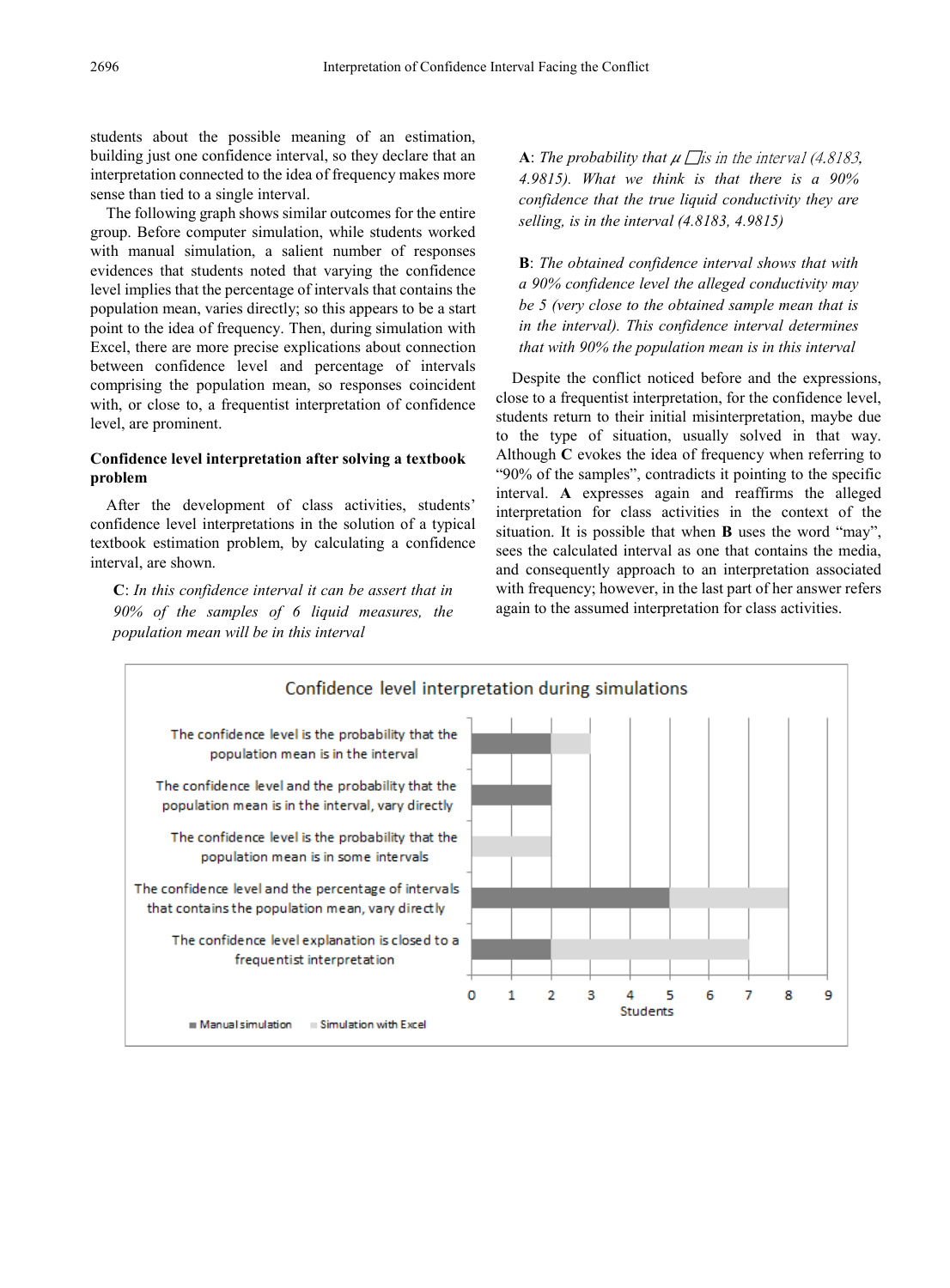students about the possible meaning of an estimation, building just one confidence interval, so they declare that an interpretation connected to the idea of frequency makes more sense than tied to a single interval.

The following graph shows similar outcomes for the entire group. Before computer simulation, while students worked with manual simulation, a salient number of responses evidences that students noted that varying the confidence level implies that the percentage of intervals that contains the population mean, varies directly; so this appears to be a start point to the idea of frequency. Then, during simulation with Excel, there are more precise explications about connection between confidence level and percentage of intervals comprising the population mean, so responses coincident with, or close to, a frequentist interpretation of confidence level, are prominent.

**Confidence level interpretation after solving a textbook problem**

After the development of class activities, students' confidence level interpretations in the solution of a typical textbook estimation problem, by calculating a confidence interval, are shown.

> **C**: *In this confidence interval it can be assert that in 90% of the samples of 6 liquid measures, the population mean will be in this interval*

> **A**: *The probability that $\mu$ □is in the interval (4.8183, 4.9815). What we think is that there is a 90% confidence that the true liquid conductivity they are selling, is in the interval (4.8183, 4.9815)*

> **B**: *The obtained confidence interval shows that with a 90% confidence level the alleged conductivity may be 5 (very close to the obtained sample mean that is in the interval). This confidence interval determines that with 90% the population mean is in this interval*

Despite the conflict noticed before and the expressions, close to a frequentist interpretation, for the confidence level, students return to their initial misinterpretation, maybe due to the type of situation, usually solved in that way. Although **C** evokes the idea of frequency when referring to "90% of the samples", contradicts it pointing to the specific interval. **A** expresses again and reaffirms the alleged interpretation for class activities in the context of the situation. It is possible that when **B** uses the word "may", sees the calculated interval as one that contains the media, and consequently approach to an interpretation associated with frequency; however, in the last part of her answer refers again to the assumed interpretation for class activities.

**Confidence level interpretation during simulations**

| | Manual simulation | Simulation with Excel |
|---|---|---|
| The confidence level is the probability that the population mean is in the interval | 2 | 1 |
| The confidence level and the probability that the population mean is in the interval, vary directly | 2 | 0 |
| The confidence level is the probability that the population mean is in some intervals | 0 | 2 |
| The confidence level and the percentage of intervals that contains the population mean, vary directly | 5 | 3 |
| The confidence level explanation is closed to a frequentist interpretation | 2 | 5 |

Students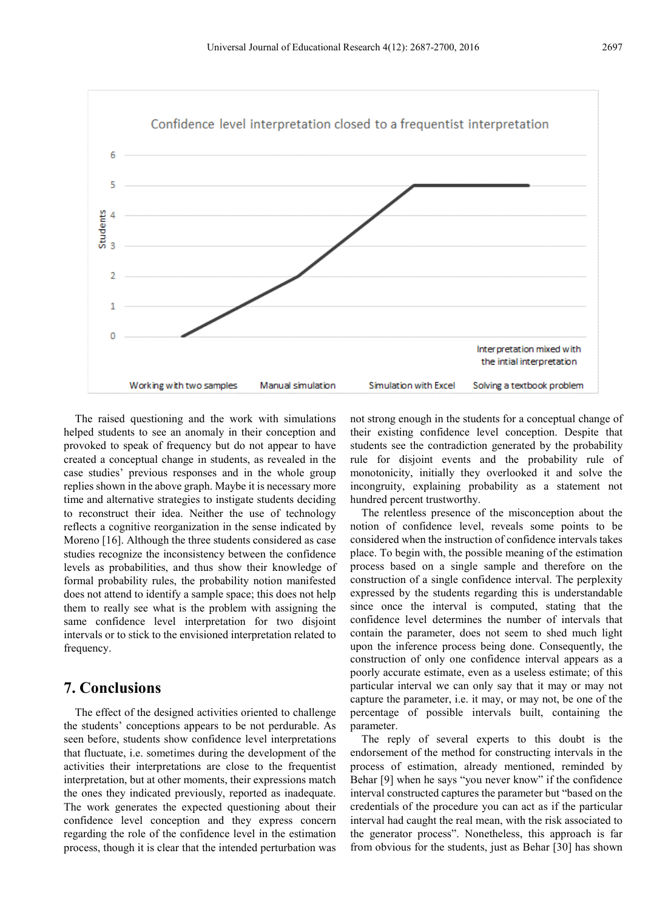**Confidence level interpretation closed to a frequentist interpretation**

Students: 6, 5, 4, 3, 2, 1, 0

Working with two samples — Manual simulation — Simulation with Excel — Solving a textbook problem (Interpretation mixed with the intial interpretation)

The raised questioning and the work with simulations helped students to see an anomaly in their conception and provoked to speak of frequency but do not appear to have created a conceptual change in students, as revealed in the case studies' previous responses and in the whole group replies shown in the above graph. Maybe it is necessary more time and alternative strategies to instigate students deciding to reconstruct their idea. Neither the use of technology reflects a cognitive reorganization in the sense indicated by Moreno [16]. Although the three students considered as case studies recognize the inconsistency between the confidence levels as probabilities, and thus show their knowledge of formal probability rules, the probability notion manifested does not attend to identify a sample space; this does not help them to really see what is the problem with assigning the same confidence level interpretation for two disjoint intervals or to stick to the envisioned interpretation related to frequency.

## 7. Conclusions

The effect of the designed activities oriented to challenge the students' conceptions appears to be not perdurable. As seen before, students show confidence level interpretations that fluctuate, i.e. sometimes during the development of the activities their interpretations are close to the frequentist interpretation, but at other moments, their expressions match the ones they indicated previously, reported as inadequate. The work generates the expected questioning about their confidence level conception and they express concern regarding the role of the confidence level in the estimation process, though it is clear that the intended perturbation was not strong enough in the students for a conceptual change of their existing confidence level conception. Despite that students see the contradiction generated by the probability rule for disjoint events and the probability rule of monotonicity, initially they overlooked it and solve the incongruity, explaining probability as a statement not hundred percent trustworthy.

The relentless presence of the misconception about the notion of confidence level, reveals some points to be considered when the instruction of confidence intervals takes place. To begin with, the possible meaning of the estimation process based on a single sample and therefore on the construction of a single confidence interval. The perplexity expressed by the students regarding this is understandable since once the interval is computed, stating that the confidence level determines the number of intervals that contain the parameter, does not seem to shed much light upon the inference process being done. Consequently, the construction of only one confidence interval appears as a poorly accurate estimate, even as a useless estimate; of this particular interval we can only say that it may or may not capture the parameter, i.e. it may, or may not, be one of the percentage of possible intervals built, containing the parameter.

The reply of several experts to this doubt is the endorsement of the method for constructing intervals in the process of estimation, already mentioned, reminded by Behar [9] when he says "you never know" if the confidence interval constructed captures the parameter but "based on the credentials of the procedure you can act as if the particular interval had caught the real mean, with the risk associated to the generator process". Nonetheless, this approach is far from obvious for the students, just as Behar [30] has shown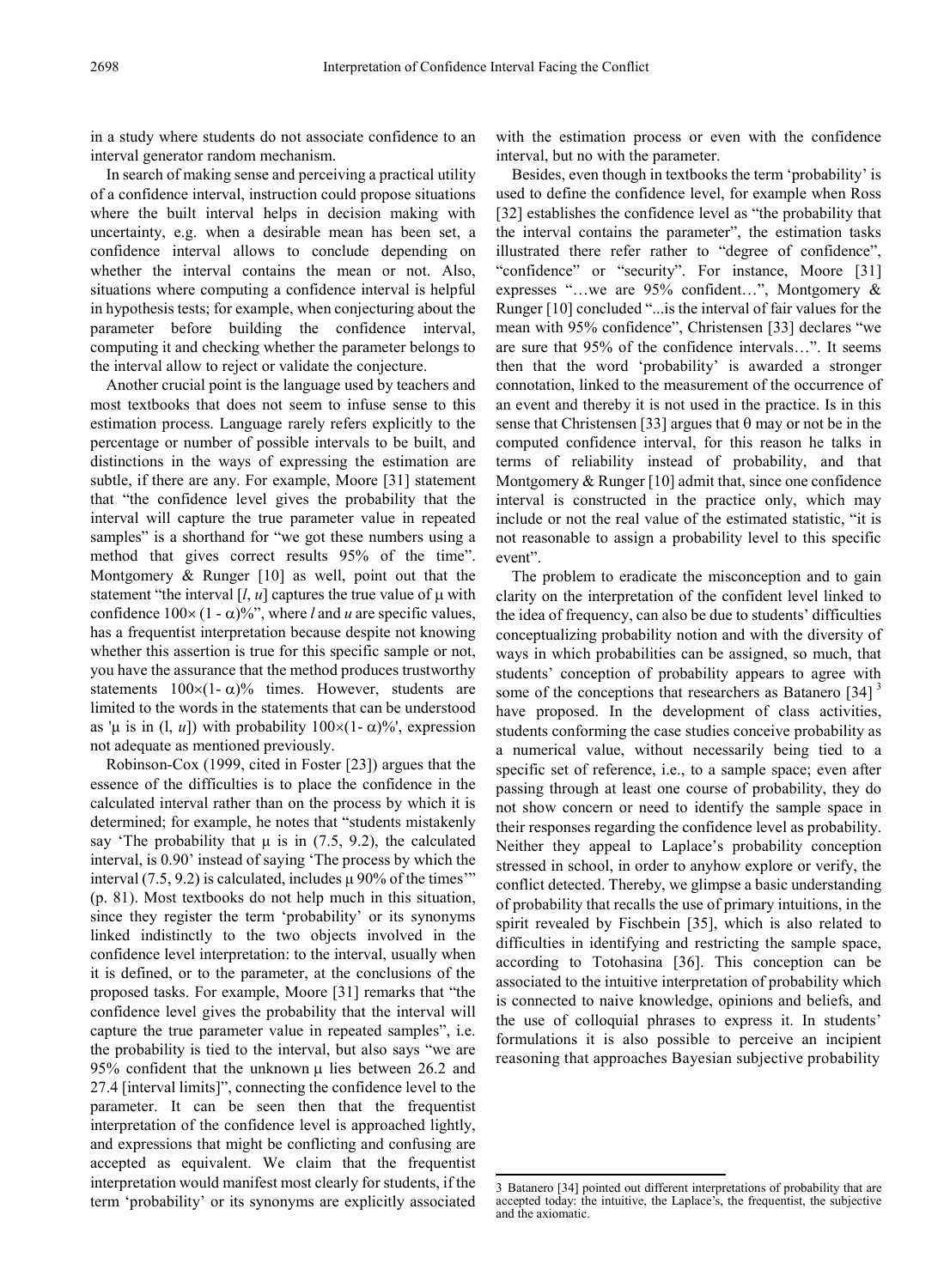in a study where students do not associate confidence to an interval generator random mechanism.

In search of making sense and perceiving a practical utility of a confidence interval, instruction could propose situations where the built interval helps in decision making with uncertainty, e.g. when a desirable mean has been set, a confidence interval allows to conclude depending on whether the interval contains the mean or not. Also, situations where computing a confidence interval is helpful in hypothesis tests; for example, when conjecturing about the parameter before building the confidence interval, computing it and checking whether the parameter belongs to the interval allow to reject or validate the conjecture.

Another crucial point is the language used by teachers and most textbooks that does not seem to infuse sense to this estimation process. Language rarely refers explicitly to the percentage or number of possible intervals to be built, and distinctions in the ways of expressing the estimation are subtle, if there are any. For example, Moore [31] statement that "the confidence level gives the probability that the interval will capture the true parameter value in repeated samples" is a shorthand for "we got these numbers using a method that gives correct results 95% of the time". Montgomery & Runger [10] as well, point out that the statement "the interval [$l$, $u$] captures the true value of $\mu$ with confidence $100\times(1-\alpha)\%$", where $l$ and $u$ are specific values, has a frequentist interpretation because despite not knowing whether this assertion is true for this specific sample or not, you have the assurance that the method produces trustworthy statements $100\times(1-\alpha)\%$ times. However, students are limited to the words in the statements that can be understood as '$\mu$ is in ($l$, $u$]) with probability $100\times(1-\alpha)\%$', expression not adequate as mentioned previously.

Robinson-Cox (1999, cited in Foster [23]) argues that the essence of the difficulties is to place the confidence in the calculated interval rather than on the process by which it is determined; for example, he notes that "students mistakenly say 'The probability that $\mu$ is in (7.5, 9.2), the calculated interval, is 0.90' instead of saying 'The process by which the interval (7.5, 9.2) is calculated, includes $\mu$ 90% of the times'" (p. 81). Most textbooks do not help much in this situation, since they register the term 'probability' or its synonyms linked indistinctly to the two objects involved in the confidence level interpretation: to the interval, usually when it is defined, or to the parameter, at the conclusions of the proposed tasks. For example, Moore [31] remarks that "the confidence level gives the probability that the interval will capture the true parameter value in repeated samples", i.e. the probability is tied to the interval, but also says "we are 95% confident that the unknown $\mu$ lies between 26.2 and 27.4 [interval limits]", connecting the confidence level to the parameter. It can be seen then that the frequentist interpretation of the confidence level is approached lightly, and expressions that might be conflicting and confusing are accepted as equivalent. We claim that the frequentist interpretation would manifest most clearly for students, if the term 'probability' or its synonyms are explicitly associated with the estimation process or even with the confidence interval, but no with the parameter.

Besides, even though in textbooks the term 'probability' is used to define the confidence level, for example when Ross [32] establishes the confidence level as "the probability that the interval contains the parameter", the estimation tasks illustrated there refer rather to "degree of confidence", "confidence" or "security". For instance, Moore [31] expresses "…we are 95% confident…", Montgomery & Runger [10] concluded "...is the interval of fair values for the mean with 95% confidence", Christensen [33] declares "we are sure that 95% of the confidence intervals…". It seems then that the word 'probability' is awarded a stronger connotation, linked to the measurement of the occurrence of an event and thereby it is not used in the practice. Is in this sense that Christensen [33] argues that $\theta$ may or not be in the computed confidence interval, for this reason he talks in terms of reliability instead of probability, and that Montgomery & Runger [10] admit that, since one confidence interval is constructed in the practice only, which may include or not the real value of the estimated statistic, "it is not reasonable to assign a probability level to this specific event".

The problem to eradicate the misconception and to gain clarity on the interpretation of the confident level linked to the idea of frequency, can also be due to students' difficulties conceptualizing probability notion and with the diversity of ways in which probabilities can be assigned, so much, that students' conception of probability appears to agree with some of the conceptions that researchers as Batanero [34] [3] have proposed. In the development of class activities, students conforming the case studies conceive probability as a numerical value, without necessarily being tied to a specific set of reference, i.e., to a sample space; even after passing through at least one course of probability, they do not show concern or need to identify the sample space in their responses regarding the confidence level as probability. Neither they appeal to Laplace's probability conception stressed in school, in order to anyhow explore or verify, the conflict detected. Thereby, we glimpse a basic understanding of probability that recalls the use of primary intuitions, in the spirit revealed by Fischbein [35], which is also related to difficulties in identifying and restricting the sample space, according to Totohasina [36]. This conception can be associated to the intuitive interpretation of probability which is connected to naive knowledge, opinions and beliefs, and the use of colloquial phrases to express it. In students' formulations it is also possible to perceive an incipient reasoning that approaches Bayesian subjective probability

---

3 Batanero [34] pointed out different interpretations of probability that are accepted today: the intuitive, the Laplace's, the frequentist, the subjective and the axiomatic.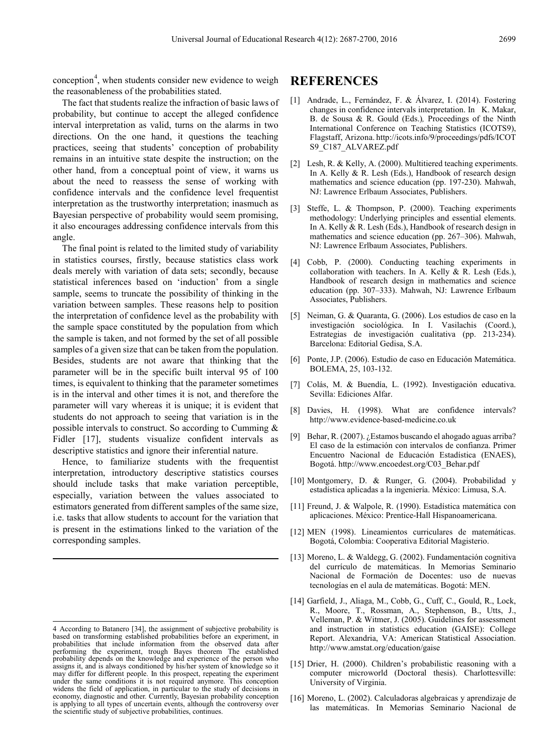conception[4], when students consider new evidence to weigh the reasonableness of the probabilities stated.

The fact that students realize the infraction of basic laws of probability, but continue to accept the alleged confidence interval interpretation as valid, turns on the alarms in two directions. On the one hand, it questions the teaching practices, seeing that students' conception of probability remains in an intuitive state despite the instruction; on the other hand, from a conceptual point of view, it warns us about the need to reassess the sense of working with confidence intervals and the confidence level frequentist interpretation as the trustworthy interpretation; inasmuch as Bayesian perspective of probability would seem promising, it also encourages addressing confidence intervals from this angle.

The final point is related to the limited study of variability in statistics courses, firstly, because statistics class work deals merely with variation of data sets; secondly, because statistical inferences based on 'induction' from a single sample, seems to truncate the possibility of thinking in the variation between samples. These reasons help to position the interpretation of confidence level as the probability with the sample space constituted by the population from which the sample is taken, and not formed by the set of all possible samples of a given size that can be taken from the population. Besides, students are not aware that thinking that the parameter will be in the specific built interval 95 of 100 times, is equivalent to thinking that the parameter sometimes is in the interval and other times it is not, and therefore the parameter will vary whereas it is unique; it is evident that students do not approach to seeing that variation is in the possible intervals to construct. So according to Cumming & Fidler [17], students visualize confident intervals as descriptive statistics and ignore their inferential nature.

Hence, to familiarize students with the frequentist interpretation, introductory descriptive statistics courses should include tasks that make variation perceptible, especially, variation between the values associated to estimators generated from different samples of the same size, i.e. tasks that allow students to account for the variation that is present in the estimations linked to the variation of the corresponding samples.

4 According to Batanero [34], the assignment of subjective probability is based on transforming established probabilities before an experiment, in probabilities that include information from the observed data after performing the experiment, trough Bayes theorem The established probability depends on the knowledge and experience of the person who assigns it, and is always conditioned by his/her system of knowledge so it may differ for different people. In this prospect, repeating the experiment under the same conditions it is not required anymore. This conception widens the field of application, in particular to the study of decisions in economy, diagnostic and other. Currently, Bayesian probability conception is applying to all types of uncertain events, although the controversy over the scientific study of subjective probabilities, continues.

# REFERENCES

[1] Andrade, L., Fernández, F. & Álvarez, I. (2014). Fostering changes in confidence intervals interpretation. In K. Makar, B. de Sousa & R. Gould (Eds.), Proceedings of the Ninth International Conference on Teaching Statistics (ICOTS9), Flagstaff, Arizona. http://icots.info/9/proceedings/pdfs/ICOTS9_C187_ALVAREZ.pdf

[2] Lesh, R. & Kelly, A. (2000). Multitiered teaching experiments. In A. Kelly & R. Lesh (Eds.), Handbook of research design mathematics and science education (pp. 197-230). Mahwah, NJ: Lawrence Erlbaum Associates, Publishers.

[3] Steffe, L. & Thompson, P. (2000). Teaching experiments methodology: Underlying principles and essential elements. In A. Kelly & R. Lesh (Eds.), Handbook of research design in mathematics and science education (pp. 267–306). Mahwah, NJ: Lawrence Erlbaum Associates, Publishers.

[4] Cobb, P. (2000). Conducting teaching experiments in collaboration with teachers. In A. Kelly & R. Lesh (Eds.), Handbook of research design in mathematics and science education (pp. 307–333). Mahwah, NJ: Lawrence Erlbaum Associates, Publishers.

[5] Neiman, G. & Quaranta, G. (2006). Los estudios de caso en la investigación sociológica. In I. Vasilachis (Coord.), Estrategias de investigación cualitativa (pp. 213-234). Barcelona: Editorial Gedisa, S.A.

[6] Ponte, J.P. (2006). Estudio de caso en Educación Matemática. BOLEMA, 25, 103-132.

[7] Colás, M. & Buendía, L. (1992). Investigación educativa. Sevilla: Ediciones Alfar.

[8] Davies, H. (1998). What are confidence intervals? http://www.evidence-based-medicine.co.uk

[9] Behar, R. (2007). ¿Estamos buscando el ahogado aguas arriba? El caso de la estimación con intervalos de confianza. Primer Encuentro Nacional de Educación Estadística (ENAES), Bogotá. http://www.encoedest.org/C03_Behar.pdf

[10] Montgomery, D. & Runger, G. (2004). Probabilidad y estadística aplicadas a la ingeniería. México: Limusa, S.A.

[11] Freund, J. & Walpole, R. (1990). Estadística matemática con aplicaciones. México: Prentice-Hall Hispanoamericana.

[12] MEN (1998). Lineamientos curriculares de matemáticas. Bogotá, Colombia: Cooperativa Editorial Magisterio.

[13] Moreno, L. & Waldegg, G. (2002). Fundamentación cognitiva del currículo de matemáticas. In Memorias Seminario Nacional de Formación de Docentes: uso de nuevas tecnologías en el aula de matemáticas. Bogotá: MEN.

[14] Garfield, J., Aliaga, M., Cobb, G., Cuff, C., Gould, R., Lock, R., Moore, T., Rossman, A., Stephenson, B., Utts, J., Velleman, P. & Witmer, J. (2005). Guidelines for assessment and instruction in statistics education (GAISE): College Report. Alexandria, VA: American Statistical Association. http://www.amstat.org/education/gaise

[15] Drier, H. (2000). Children's probabilistic reasoning with a computer microworld (Doctoral thesis). Charlottesville: University of Virginia.

[16] Moreno, L. (2002). Calculadoras algebraicas y aprendizaje de las matemáticas. In Memorias Seminario Nacional de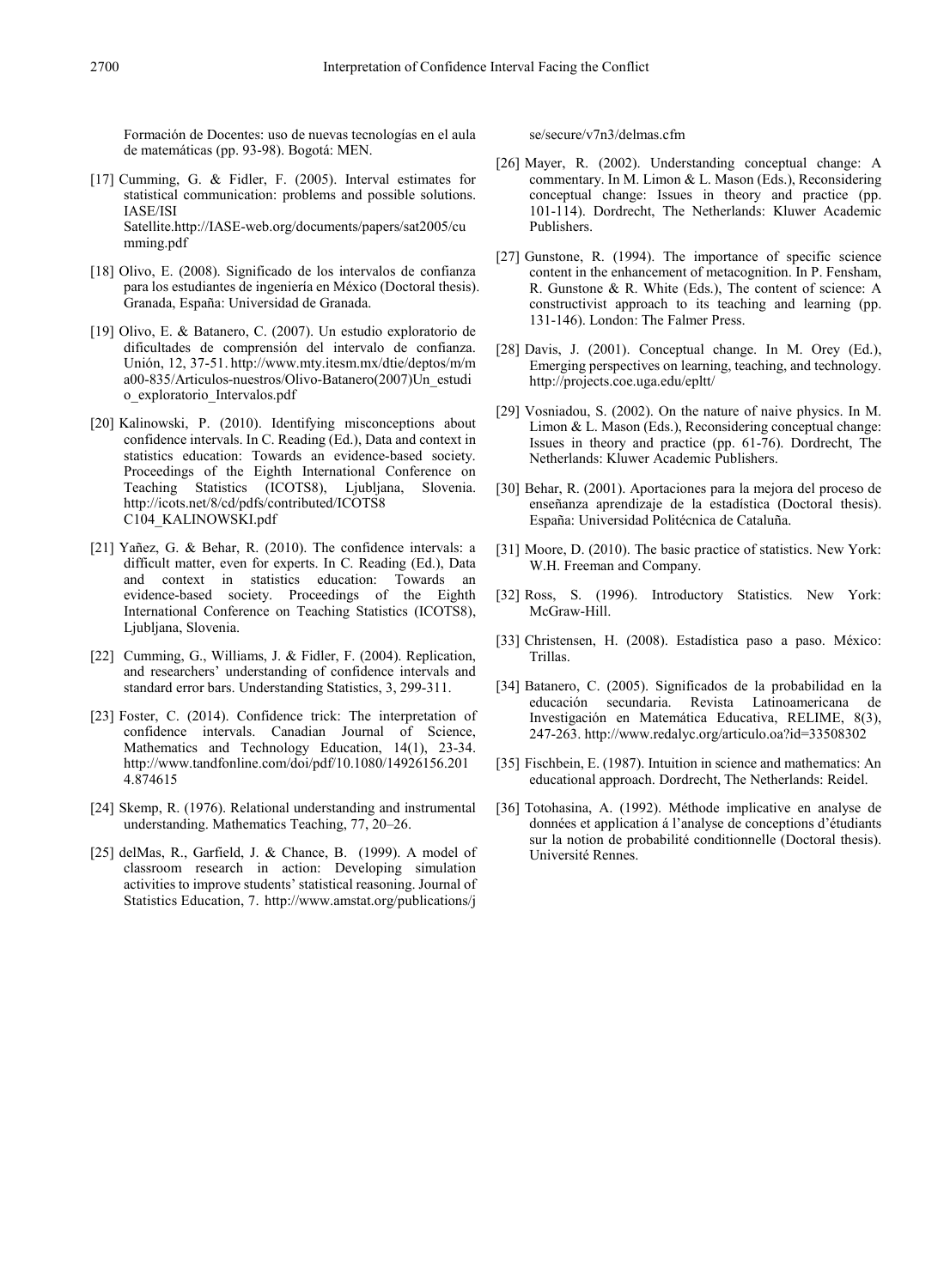Formación de Docentes: uso de nuevas tecnologías en el aula de matemáticas (pp. 93-98). Bogotá: MEN.

[17] Cumming, G. & Fidler, F. (2005). Interval estimates for statistical communication: problems and possible solutions. IASE/ISI Satellite.http://IASE-web.org/documents/papers/sat2005/cumming.pdf

[18] Olivo, E. (2008). Significado de los intervalos de confianza para los estudiantes de ingeniería en México (Doctoral thesis). Granada, España: Universidad de Granada.

[19] Olivo, E. & Batanero, C. (2007). Un estudio exploratorio de dificultades de comprensión del intervalo de confianza. Unión, 12, 37-51. http://www.mty.itesm.mx/dtie/deptos/m/ma00-835/Articulos-nuestros/Olivo-Batanero(2007)Un_estudio_exploratorio_Intervalos.pdf

[20] Kalinowski, P. (2010). Identifying misconceptions about confidence intervals. In C. Reading (Ed.), Data and context in statistics education: Towards an evidence-based society. Proceedings of the Eighth International Conference on Teaching Statistics (ICOTS8), Ljubljana, Slovenia. http://icots.net/8/cd/pdfs/contributed/ICOTS8 C104_KALINOWSKI.pdf

[21] Yañez, G. & Behar, R. (2010). The confidence intervals: a difficult matter, even for experts. In C. Reading (Ed.), Data and context in statistics education: Towards an evidence-based society. Proceedings of the Eighth International Conference on Teaching Statistics (ICOTS8), Ljubljana, Slovenia.

[22] Cumming, G., Williams, J. & Fidler, F. (2004). Replication, and researchers' understanding of confidence intervals and standard error bars. Understanding Statistics, 3, 299-311.

[23] Foster, C. (2014). Confidence trick: The interpretation of confidence intervals. Canadian Journal of Science, Mathematics and Technology Education, 14(1), 23-34. http://www.tandfonline.com/doi/pdf/10.1080/14926156.2014.874615

[24] Skemp, R. (1976). Relational understanding and instrumental understanding. Mathematics Teaching, 77, 20–26.

[25] delMas, R., Garfield, J. & Chance, B. (1999). A model of classroom research in action: Developing simulation activities to improve students' statistical reasoning. Journal of Statistics Education, 7. http://www.amstat.org/publications/jse/secure/v7n3/delmas.cfm

[26] Mayer, R. (2002). Understanding conceptual change: A commentary. In M. Limon & L. Mason (Eds.), Reconsidering conceptual change: Issues in theory and practice (pp. 101-114). Dordrecht, The Netherlands: Kluwer Academic Publishers.

[27] Gunstone, R. (1994). The importance of specific science content in the enhancement of metacognition. In P. Fensham, R. Gunstone & R. White (Eds.), The content of science: A constructivist approach to its teaching and learning (pp. 131-146). London: The Falmer Press.

[28] Davis, J. (2001). Conceptual change. In M. Orey (Ed.), Emerging perspectives on learning, teaching, and technology. http://projects.coe.uga.edu/epltt/

[29] Vosniadou, S. (2002). On the nature of naive physics. In M. Limon & L. Mason (Eds.), Reconsidering conceptual change: Issues in theory and practice (pp. 61-76). Dordrecht, The Netherlands: Kluwer Academic Publishers.

[30] Behar, R. (2001). Aportaciones para la mejora del proceso de enseñanza aprendizaje de la estadística (Doctoral thesis). España: Universidad Politécnica de Cataluña.

[31] Moore, D. (2010). The basic practice of statistics. New York: W.H. Freeman and Company.

[32] Ross, S. (1996). Introductory Statistics. New York: McGraw-Hill.

[33] Christensen, H. (2008). Estadística paso a paso. México: Trillas.

[34] Batanero, C. (2005). Significados de la probabilidad en la educación secundaria. Revista Latinoamericana de Investigación en Matemática Educativa, RELIME, 8(3), 247-263. http://www.redalyc.org/articulo.oa?id=33508302

[35] Fischbein, E. (1987). Intuition in science and mathematics: An educational approach. Dordrecht, The Netherlands: Reidel.

[36] Totohasina, A. (1992). Méthode implicative en analyse de données et application á l'analyse de conceptions d'étudiants sur la notion de probabilité conditionnelle (Doctoral thesis). Université Rennes.